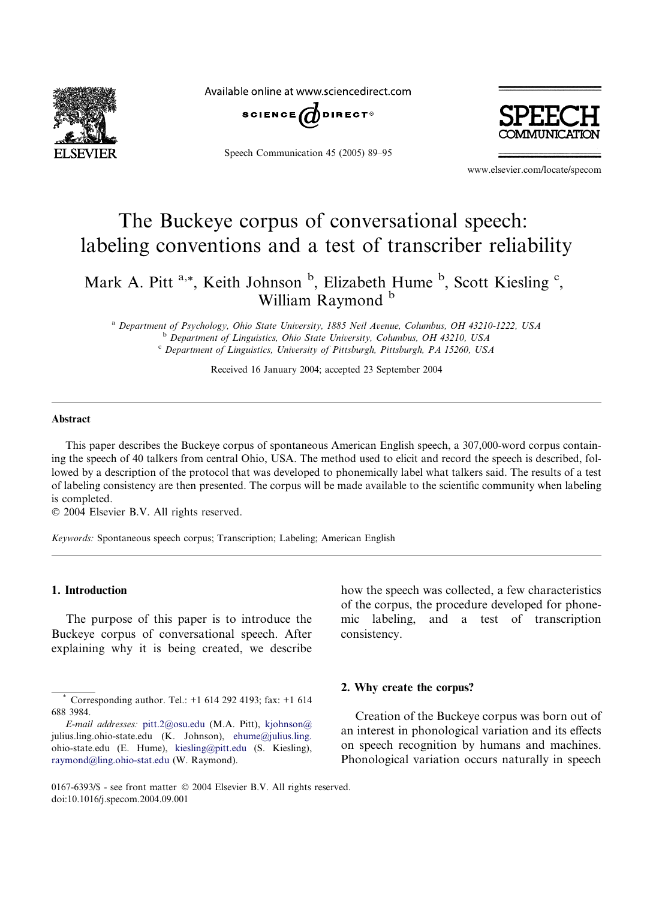# The Buckeye corpus of conversational speech: labeling conventions and a test of transcriber reliability

Mark A. Pitt [a,*], Keith Johnson [b], Elizabeth Hume [b], Scott Kiesling [c], William Raymond [b]

[a] Department of Psychology, Ohio State University, 1885 Neil Avenue, Columbus, OH 43210-1222, USA
[b] Department of Linguistics, Ohio State University, Columbus, OH 43210, USA
[c] Department of Linguistics, University of Pittsburgh, Pittsburgh, PA 15260, USA

Received 16 January 2004; accepted 23 September 2004

## Abstract

This paper describes the Buckeye corpus of spontaneous American English speech, a 307,000-word corpus containing the speech of 40 talkers from central Ohio, USA. The method used to elicit and record the speech is described, followed by a description of the protocol that was developed to phonemically label what talkers said. The results of a test of labeling consistency are then presented. The corpus will be made available to the scientific community when labeling is completed.

© 2004 Elsevier B.V. All rights reserved.

*Keywords:* Spontaneous speech corpus; Transcription; Labeling; American English

## 1. Introduction

The purpose of this paper is to introduce the Buckeye corpus of conversational speech. After explaining why it is being created, we describe how the speech was collected, a few characteristics of the corpus, the procedure developed for phonemic labeling, and a test of transcription consistency.

## 2. Why create the corpus?

Creation of the Buckeye corpus was born out of an interest in phonological variation and its effects on speech recognition by humans and machines. Phonological variation occurs naturally in speech

---

\* Corresponding author. Tel.: +1 614 292 4193; fax: +1 614 688 3984.

*E-mail addresses:* pitt.2@osu.edu (M.A. Pitt), kjohnson@julius.ling.ohio-state.edu (K. Johnson), ehume@julius.ling.ohio-state.edu (E. Hume), kiesling@pitt.edu (S. Kiesling), raymond@ling.ohio-stat.edu (W. Raymond).

0167-6393/$ - see front matter © 2004 Elsevier B.V. All rights reserved.
doi:10.1016/j.specom.2004.09.001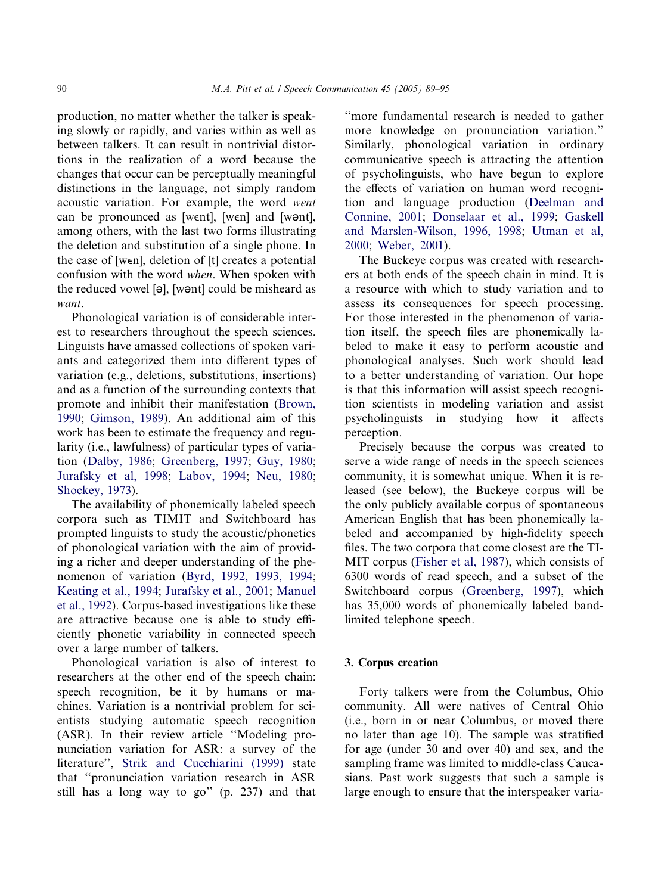production, no matter whether the talker is speaking slowly or rapidly, and varies within as well as between talkers. It can result in nontrivial distortions in the realization of a word because the changes that occur can be perceptually meaningful distinctions in the language, not simply random acoustic variation. For example, the word *went* can be pronounced as [wɛnt], [wɛn] and [wənt], among others, with the last two forms illustrating the deletion and substitution of a single phone. In the case of [wɛn], deletion of [t] creates a potential confusion with the word *when*. When spoken with the reduced vowel [ə], [wənt] could be misheard as *want*.

Phonological variation is of considerable interest to researchers throughout the speech sciences. Linguists have amassed collections of spoken variants and categorized them into different types of variation (e.g., deletions, substitutions, insertions) and as a function of the surrounding contexts that promote and inhibit their manifestation (Brown, 1990; Gimson, 1989). An additional aim of this work has been to estimate the frequency and regularity (i.e., lawfulness) of particular types of variation (Dalby, 1986; Greenberg, 1997; Guy, 1980; Jurafsky et al, 1998; Labov, 1994; Neu, 1980; Shockey, 1973).

The availability of phonemically labeled speech corpora such as TIMIT and Switchboard has prompted linguists to study the acoustic/phonetics of phonological variation with the aim of providing a richer and deeper understanding of the phenomenon of variation (Byrd, 1992, 1993, 1994; Keating et al., 1994; Jurafsky et al., 2001; Manuel et al., 1992). Corpus-based investigations like these are attractive because one is able to study efficiently phonetic variability in connected speech over a large number of talkers.

Phonological variation is also of interest to researchers at the other end of the speech chain: speech recognition, be it by humans or machines. Variation is a nontrivial problem for scientists studying automatic speech recognition (ASR). In their review article "Modeling pronunciation variation for ASR: a survey of the literature", Strik and Cucchiarini (1999) state that "pronunciation variation research in ASR still has a long way to go" (p. 237) and that "more fundamental research is needed to gather more knowledge on pronunciation variation." Similarly, phonological variation in ordinary communicative speech is attracting the attention of psycholinguists, who have begun to explore the effects of variation on human word recognition and language production (Deelman and Connine, 2001; Donselaar et al., 1999; Gaskell and Marslen-Wilson, 1996, 1998; Utman et al, 2000; Weber, 2001).

The Buckeye corpus was created with researchers at both ends of the speech chain in mind. It is a resource with which to study variation and to assess its consequences for speech processing. For those interested in the phenomenon of variation itself, the speech files are phonemically labeled to make it easy to perform acoustic and phonological analyses. Such work should lead to a better understanding of variation. Our hope is that this information will assist speech recognition scientists in modeling variation and assist psycholinguists in studying how it affects perception.

Precisely because the corpus was created to serve a wide range of needs in the speech sciences community, it is somewhat unique. When it is released (see below), the Buckeye corpus will be the only publicly available corpus of spontaneous American English that has been phonemically labeled and accompanied by high-fidelity speech files. The two corpora that come closest are the TIMIT corpus (Fisher et al, 1987), which consists of 6300 words of read speech, and a subset of the Switchboard corpus (Greenberg, 1997), which has 35,000 words of phonemically labeled band-limited telephone speech.

## 3. Corpus creation

Forty talkers were from the Columbus, Ohio community. All were natives of Central Ohio (i.e., born in or near Columbus, or moved there no later than age 10). The sample was stratified for age (under 30 and over 40) and sex, and the sampling frame was limited to middle-class Caucasians. Past work suggests that such a sample is large enough to ensure that the interspeaker varia-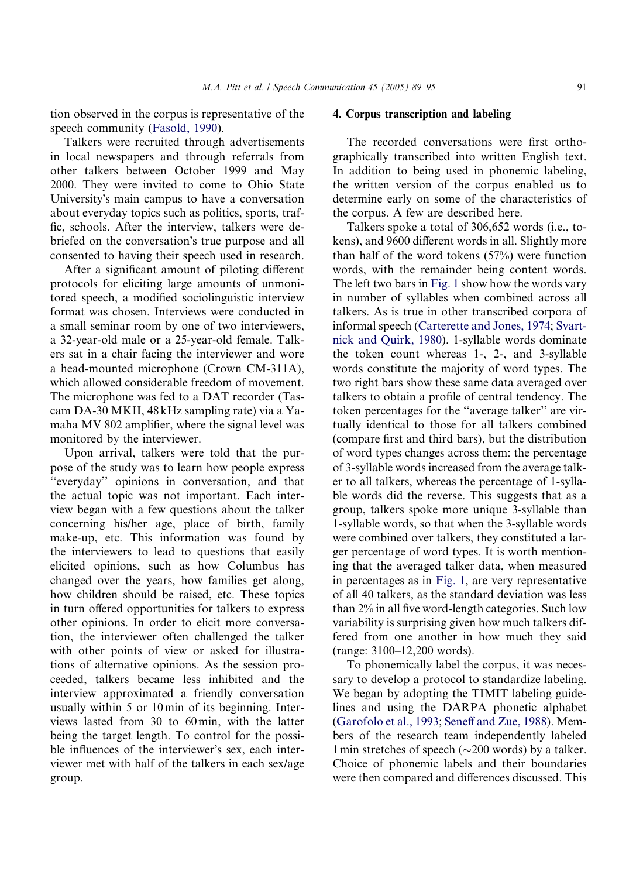tion observed in the corpus is representative of the speech community (Fasold, 1990).

Talkers were recruited through advertisements in local newspapers and through referrals from other talkers between October 1999 and May 2000. They were invited to come to Ohio State University's main campus to have a conversation about everyday topics such as politics, sports, traffic, schools. After the interview, talkers were debriefed on the conversation's true purpose and all consented to having their speech used in research.

After a significant amount of piloting different protocols for eliciting large amounts of unmonitored speech, a modified sociolinguistic interview format was chosen. Interviews were conducted in a small seminar room by one of two interviewers, a 32-year-old male or a 25-year-old female. Talkers sat in a chair facing the interviewer and wore a head-mounted microphone (Crown CM-311A), which allowed considerable freedom of movement. The microphone was fed to a DAT recorder (Tascam DA-30 MKII, 48 kHz sampling rate) via a Yamaha MV 802 amplifier, where the signal level was monitored by the interviewer.

Upon arrival, talkers were told that the purpose of the study was to learn how people express "everyday" opinions in conversation, and that the actual topic was not important. Each interview began with a few questions about the talker concerning his/her age, place of birth, family make-up, etc. This information was found by the interviewers to lead to questions that easily elicited opinions, such as how Columbus has changed over the years, how families get along, how children should be raised, etc. These topics in turn offered opportunities for talkers to express other opinions. In order to elicit more conversation, the interviewer often challenged the talker with other points of view or asked for illustrations of alternative opinions. As the session proceeded, talkers became less inhibited and the interview approximated a friendly conversation usually within 5 or 10 min of its beginning. Interviews lasted from 30 to 60 min, with the latter being the target length. To control for the possible influences of the interviewer's sex, each interviewer met with half of the talkers in each sex/age group.

## 4. Corpus transcription and labeling

The recorded conversations were first orthographically transcribed into written English text. In addition to being used in phonemic labeling, the written version of the corpus enabled us to determine early on some of the characteristics of the corpus. A few are described here.

Talkers spoke a total of 306,652 words (i.e., tokens), and 9600 different words in all. Slightly more than half of the word tokens (57%) were function words, with the remainder being content words. The left two bars in Fig. 1 show how the words vary in number of syllables when combined across all talkers. As is true in other transcribed corpora of informal speech (Carterette and Jones, 1974; Svartnick and Quirk, 1980). 1-syllable words dominate the token count whereas 1-, 2-, and 3-syllable words constitute the majority of word types. The two right bars show these same data averaged over talkers to obtain a profile of central tendency. The token percentages for the "average talker" are virtually identical to those for all talkers combined (compare first and third bars), but the distribution of word types changes across them: the percentage of 3-syllable words increased from the average talker to all talkers, whereas the percentage of 1-syllable words did the reverse. This suggests that as a group, talkers spoke more unique 3-syllable than 1-syllable words, so that when the 3-syllable words were combined over talkers, they constituted a larger percentage of word types. It is worth mentioning that the averaged talker data, when measured in percentages as in Fig. 1, are very representative of all 40 talkers, as the standard deviation was less than 2% in all five word-length categories. Such low variability is surprising given how much talkers differed from one another in how much they said (range: 3100–12,200 words).

To phonemically label the corpus, it was necessary to develop a protocol to standardize labeling. We began by adopting the TIMIT labeling guidelines and using the DARPA phonetic alphabet (Garofolo et al., 1993; Seneff and Zue, 1988). Members of the research team independently labeled 1 min stretches of speech (~200 words) by a talker. Choice of phonemic labels and their boundaries were then compared and differences discussed. This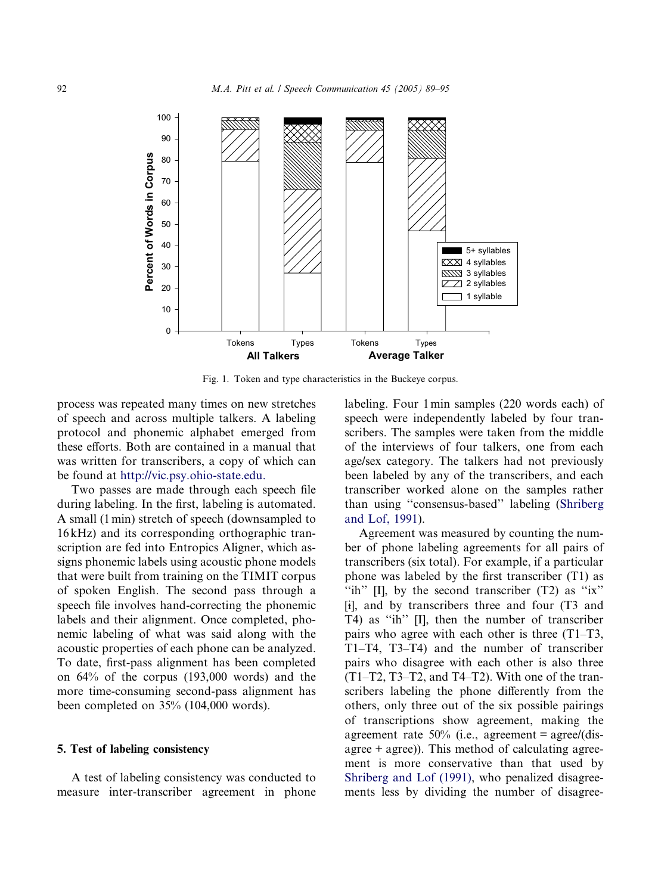Fig. 1. Token and type characteristics in the Buckeye corpus.

process was repeated many times on new stretches of speech and across multiple talkers. A labeling protocol and phonemic alphabet emerged from these efforts. Both are contained in a manual that was written for transcribers, a copy of which can be found at http://vic.psy.ohio-state.edu.

Two passes are made through each speech file during labeling. In the first, labeling is automated. A small (1 min) stretch of speech (downsampled to 16 kHz) and its corresponding orthographic transcription are fed into Entropics Aligner, which assigns phonemic labels using acoustic phone models that were built from training on the TIMIT corpus of spoken English. The second pass through a speech file involves hand-correcting the phonemic labels and their alignment. Once completed, phonemic labeling of what was said along with the acoustic properties of each phone can be analyzed. To date, first-pass alignment has been completed on 64% of the corpus (193,000 words) and the more time-consuming second-pass alignment has been completed on 35% (104,000 words).

## 5. Test of labeling consistency

A test of labeling consistency was conducted to measure inter-transcriber agreement in phone labeling. Four 1 min samples (220 words each) of speech were independently labeled by four transcribers. The samples were taken from the middle of the interviews of four talkers, one from each age/sex category. The talkers had not previously been labeled by any of the transcribers, and each transcriber worked alone on the samples rather than using "consensus-based" labeling (Shriberg and Lof, 1991).

Agreement was measured by counting the number of phone labeling agreements for all pairs of transcribers (six total). For example, if a particular phone was labeled by the first transcriber (T1) as "ih" [I], by the second transcriber (T2) as "ix" [ɨ], and by transcribers three and four (T3 and T4) as "ih" [I], then the number of transcriber pairs who agree with each other is three (T1–T3, T1–T4, T3–T4) and the number of transcriber pairs who disagree with each other is also three (T1–T2, T3–T2, and T4–T2). With one of the transcribers labeling the phone differently from the others, only three out of the six possible pairings of transcriptions show agreement, making the agreement rate 50% (i.e., agreement = agree/(disagree + agree)). This method of calculating agreement is more conservative than that used by Shriberg and Lof (1991), who penalized disagreements less by dividing the number of disagree-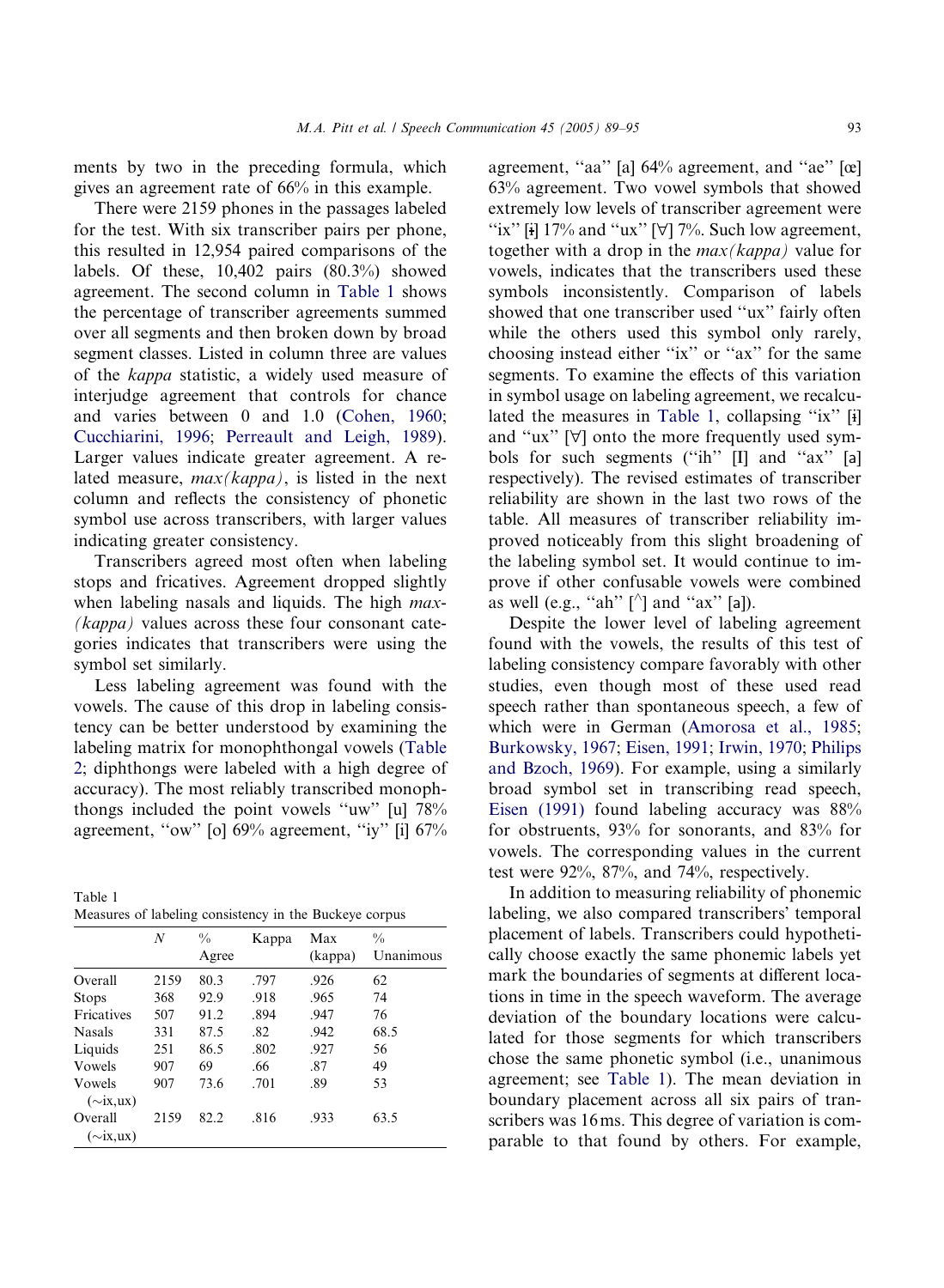ments by two in the preceding formula, which gives an agreement rate of 66% in this example.

There were 2159 phones in the passages labeled for the test. With six transcriber pairs per phone, this resulted in 12,954 paired comparisons of the labels. Of these, 10,402 pairs (80.3%) showed agreement. The second column in Table 1 shows the percentage of transcriber agreements summed over all segments and then broken down by broad segment classes. Listed in column three are values of the *kappa* statistic, a widely used measure of interjudge agreement that controls for chance and varies between 0 and 1.0 (Cohen, 1960; Cucchiarini, 1996; Perreault and Leigh, 1989). Larger values indicate greater agreement. A related measure, *max(kappa)*, is listed in the next column and reflects the consistency of phonetic symbol use across transcribers, with larger values indicating greater consistency.

Transcribers agreed most often when labeling stops and fricatives. Agreement dropped slightly when labeling nasals and liquids. The high *max(kappa)* values across these four consonant categories indicates that transcribers were using the symbol set similarly.

Less labeling agreement was found with the vowels. The cause of this drop in labeling consistency can be better understood by examining the labeling matrix for monophthongal vowels (Table 2; diphthongs were labeled with a high degree of accuracy). The most reliably transcribed monophthongs included the point vowels "uw" [u] 78% agreement, "ow" [o] 69% agreement, "iy" [i] 67% agreement, "aa" [a] 64% agreement, and "ae" [œ] 63% agreement. Two vowel symbols that showed extremely low levels of transcriber agreement were "ix" [ɨ] 17% and "ux" [∀] 7%. Such low agreement, together with a drop in the *max(kappa)* value for vowels, indicate that the transcribers used these symbols inconsistently. Comparison of labels showed that one transcriber used "ux" fairly often while the others used this symbol only rarely, choosing instead either "ix" or "ax" for the same segments. To examine the effects of this variation in symbol usage on labeling agreement, we recalculated the measures in Table 1, collapsing "ix" [ɨ] and "ux" [∀] onto the more frequently used symbols for such segments ("ih" [I] and "ax" [a] respectively). The revised estimates of transcriber reliability are shown in the last two rows of the table. All measures of transcriber reliability improved noticeably from this slight broadening of the labeling symbol set. It would continue to improve if other confusable vowels were combined as well (e.g., "ah" [^] and "ax" [a]).

Despite the lower level of labeling agreement found with the vowels, the results of this test of labeling consistency compare favorably with other studies, even though most of these used read speech rather than spontaneous speech, a few of which were in German (Amorosa et al., 1985; Burkowsky, 1967; Eisen, 1991; Irwin, 1970; Philips and Bzoch, 1969). For example, using a similarly broad symbol set in transcribing read speech, Eisen (1991) found labeling accuracy was 88% for obstruents, 93% for sonorants, and 83% for vowels. The corresponding values in the current test were 92%, 87%, and 74%, respectively.

In addition to measuring reliability of phonemic labeling, we also compared transcribers' temporal placement of labels. Transcribers could hypothetically choose exactly the same phonemic labels yet mark the boundaries of segments at different locations in time in the speech waveform. The average deviation of the boundary locations were calculated for those segments for which transcribers chose the same phonetic symbol (i.e., unanimous agreement; see Table 1). The mean deviation in boundary placement across all six pairs of transcribers was 16 ms. This degree of variation is comparable to that found by others. For example,

Table 1
Measures of labeling consistency in the Buckeye corpus

| | *N* | % Agree | Kappa | Max (kappa) | % Unanimous |
|---|---|---|---|---|---|
| Overall | 2159 | 80.3 | .797 | .926 | 62 |
| Stops | 368 | 92.9 | .918 | .965 | 74 |
| Fricatives | 507 | 91.2 | .894 | .947 | 76 |
| Nasals | 331 | 87.5 | .82 | .942 | 68.5 |
| Liquids | 251 | 86.5 | .802 | .927 | 56 |
| Vowels | 907 | 69 | .66 | .87 | 49 |
| Vowels (∼ix,ux) | 907 | 73.6 | .701 | .89 | 53 |
| Overall (∼ix,ux) | 2159 | 82.2 | .816 | .933 | 63.5 |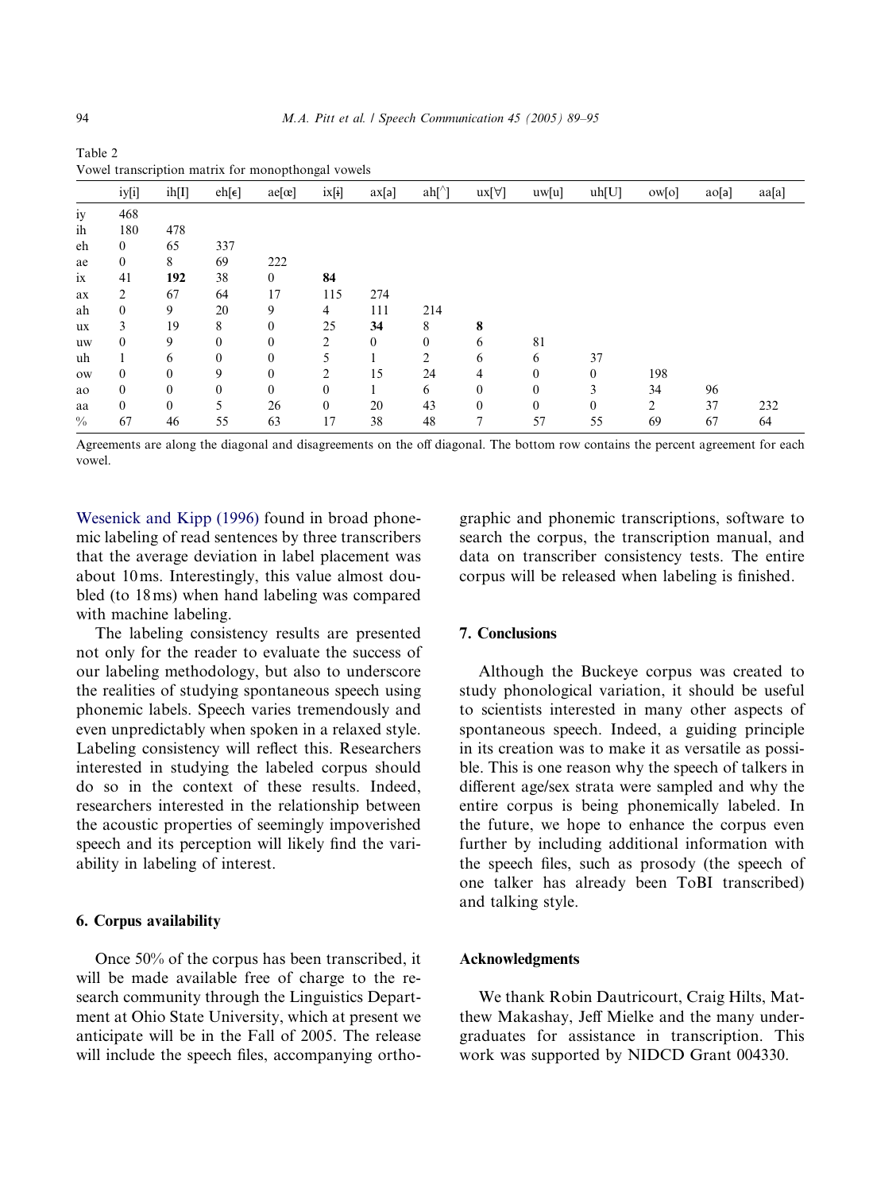Table 2
Vowel transcription matrix for monopthongal vowels

| | iy[i] | ih[I] | eh[ɛ] | ae[æ] | ix[ɨ] | ax[ə] | ah[^] | ux[∀] | uw[u] | uh[U] | ow[o] | ao[a] | aa[a] |
|---|---|---|---|---|---|---|---|---|---|---|---|---|---|
| iy | 468 | | | | | | | | | | | | |
| ih | 180 | 478 | | | | | | | | | | | |
| eh | 0 | 65 | 337 | | | | | | | | | | |
| ae | 0 | 8 | 69 | 222 | | | | | | | | | |
| ix | 41 | **192** | 38 | 0 | **84** | | | | | | | | |
| ax | 2 | 67 | 64 | 17 | 115 | 274 | | | | | | | |
| ah | 0 | 9 | 20 | 9 | 4 | 111 | 214 | | | | | | |
| ux | 3 | 19 | 8 | 0 | 25 | **34** | 8 | **8** | | | | | |
| uw | 0 | 9 | 0 | 0 | 2 | 0 | 0 | 6 | 81 | | | | |
| uh | 1 | 6 | 0 | 0 | 5 | 1 | 2 | 6 | 6 | 37 | | | |
| ow | 0 | 0 | 9 | 0 | 2 | 15 | 24 | 4 | 0 | 0 | 198 | | |
| ao | 0 | 0 | 0 | 0 | 0 | 1 | 6 | 0 | 0 | 3 | 34 | 96 | |
| aa | 0 | 0 | 5 | 26 | 0 | 20 | 43 | 0 | 0 | 0 | 2 | 37 | 232 |
| % | 67 | 46 | 55 | 63 | 17 | 38 | 48 | 7 | 57 | 55 | 69 | 67 | 64 |

Agreements are along the diagonal and disagreements on the off diagonal. The bottom row contains the percent agreement for each vowel.

Wesenick and Kipp (1996) found in broad phonemic labeling of read sentences by three transcribers that the average deviation in label placement was about 10 ms. Interestingly, this value almost doubled (to 18 ms) when hand labeling was compared with machine labeling.

The labeling consistency results are presented not only for the reader to evaluate the success of our labeling methodology, but also to underscore the realities of studying spontaneous speech using phonemic labels. Speech varies tremendously and even unpredictably when spoken in a relaxed style. Labeling consistency will reflect this. Researchers interested in studying the labeled corpus should do so in the context of these results. Indeed, researchers interested in the relationship between the acoustic properties of seemingly impoverished speech and its perception will likely find the variability in labeling of interest.

## 6. Corpus availability

Once 50% of the corpus has been transcribed, it will be made available free of charge to the research community through the Linguistics Department at Ohio State University, which at present we anticipate will be in the Fall of 2005. The release will include the speech files, accompanying orthographic and phonemic transcriptions, software to search the corpus, the transcription manual, and data on transcriber consistency tests. The entire corpus will be released when labeling is finished.

## 7. Conclusions

Although the Buckeye corpus was created to study phonological variation, it should be useful to scientists interested in many other aspects of spontaneous speech. Indeed, a guiding principle in its creation was to make it as versatile as possible. This is one reason why the speech of talkers in different age/sex strata were sampled and why the entire corpus is being phonemically labeled. In the future, we hope to enhance the corpus even further by including additional information with the speech files, such as prosody (the speech of one talker has already been ToBI transcribed) and talking style.

## Acknowledgments

We thank Robin Dautricourt, Craig Hilts, Matthew Makashay, Jeff Mielke and the many undergraduates for assistance in transcription. This work was supported by NIDCD Grant 004330.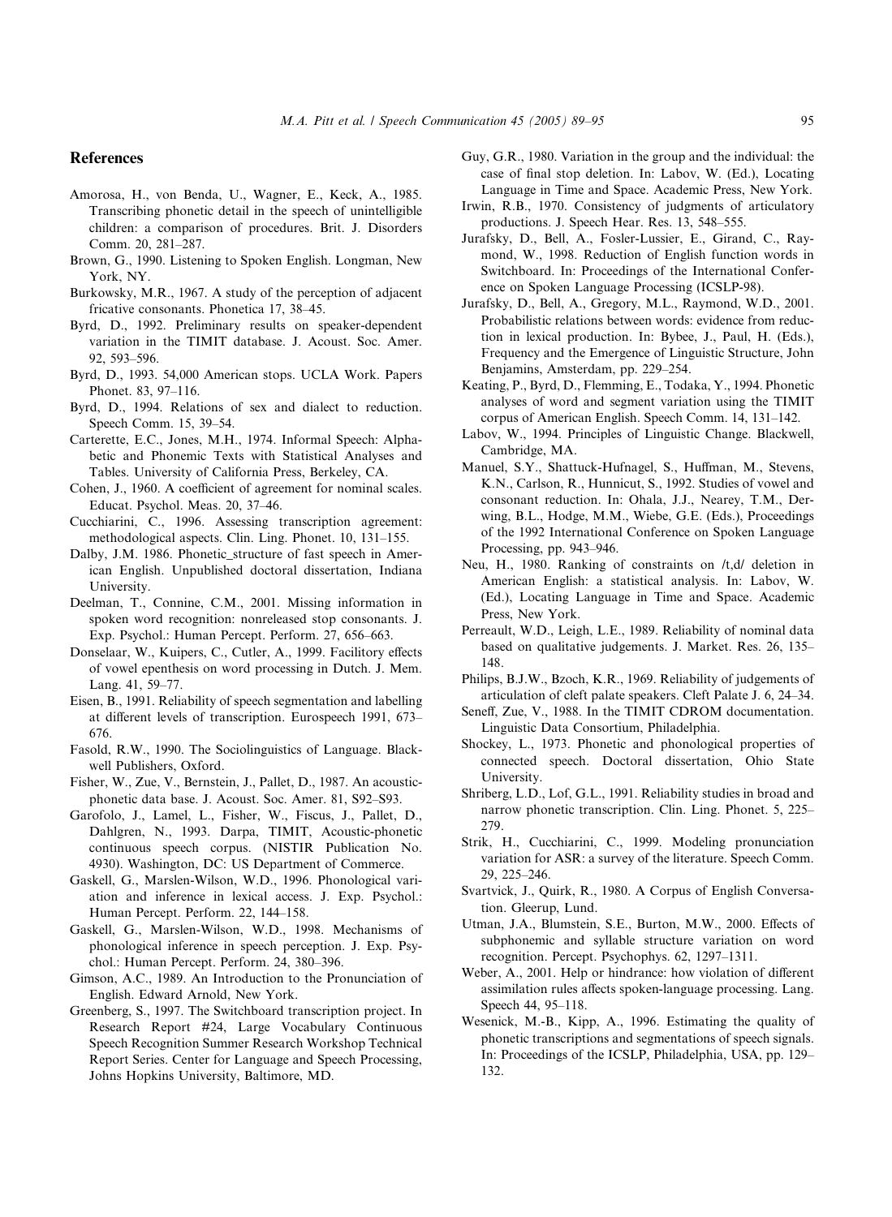## References

Amorosa, H., von Benda, U., Wagner, E., Keck, A., 1985. Transcribing phonetic detail in the speech of unintelligible children: a comparison of procedures. Brit. J. Disorders Comm. 20, 281–287.

Brown, G., 1990. Listening to Spoken English. Longman, New York, NY.

Burkowsky, M.R., 1967. A study of the perception of adjacent fricative consonants. Phonetica 17, 38–45.

Byrd, D., 1992. Preliminary results on speaker-dependent variation in the TIMIT database. J. Acoust. Soc. Amer. 92, 593–596.

Byrd, D., 1993. 54,000 American stops. UCLA Work. Papers Phonet. 83, 97–116.

Byrd, D., 1994. Relations of sex and dialect to reduction. Speech Comm. 15, 39–54.

Carterette, E.C., Jones, M.H., 1974. Informal Speech: Alphabetic and Phonemic Texts with Statistical Analyses and Tables. University of California Press, Berkeley, CA.

Cohen, J., 1960. A coefficient of agreement for nominal scales. Educat. Psychol. Meas. 20, 37–46.

Cucchiarini, C., 1996. Assessing transcription agreement: methodological aspects. Clin. Ling. Phonet. 10, 131–155.

Dalby, J.M. 1986. Phonetic_structure of fast speech in American English. Unpublished doctoral dissertation, Indiana University.

Deelman, T., Connine, C.M., 2001. Missing information in spoken word recognition: nonreleased stop consonants. J. Exp. Psychol.: Human Percept. Perform. 27, 656–663.

Donselaar, W., Kuipers, C., Cutler, A., 1999. Facilitory effects of vowel epenthesis on word processing in Dutch. J. Mem. Lang. 41, 59–77.

Eisen, B., 1991. Reliability of speech segmentation and labelling at different levels of transcription. Eurospeech 1991, 673–676.

Fasold, R.W., 1990. The Sociolinguistics of Language. Blackwell Publishers, Oxford.

Fisher, W., Zue, V., Bernstein, J., Pallet, D., 1987. An acoustic-phonetic data base. J. Acoust. Soc. Amer. 81, S92–S93.

Garofolo, J., Lamel, L., Fisher, W., Fiscus, J., Pallet, D., Dahlgren, N., 1993. Darpa, TIMIT, Acoustic-phonetic continuous speech corpus. (NISTIR Publication No. 4930). Washington, DC: US Department of Commerce.

Gaskell, G., Marslen-Wilson, W.D., 1996. Phonological variation and inference in lexical access. J. Exp. Psychol.: Human Percept. Perform. 22, 144–158.

Gaskell, G., Marslen-Wilson, W.D., 1998. Mechanisms of phonological inference in speech perception. J. Exp. Psychol.: Human Percept. Perform. 24, 380–396.

Gimson, A.C., 1989. An Introduction to the Pronunciation of English. Edward Arnold, New York.

Greenberg, S., 1997. The Switchboard transcription project. In Research Report #24, Large Vocabulary Continuous Speech Recognition Summer Research Workshop Technical Report Series. Center for Language and Speech Processing, Johns Hopkins University, Baltimore, MD.

Guy, G.R., 1980. Variation in the group and the individual: the case of final stop deletion. In: Labov, W. (Ed.), Locating Language in Time and Space. Academic Press, New York.

Irwin, R.B., 1970. Consistency of judgments of articulatory productions. J. Speech Hear. Res. 13, 548–555.

Jurafsky, D., Bell, A., Fosler-Lussier, E., Girand, C., Raymond, W., 1998. Reduction of English function words in Switchboard. In: Proceedings of the International Conference on Spoken Language Processing (ICSLP-98).

Jurafsky, D., Bell, A., Gregory, M.L., Raymond, W.D., 2001. Probabilistic relations between words: evidence from reduction in lexical production. In: Bybee, J., Paul, H. (Eds.), Frequency and the Emergence of Linguistic Structure, John Benjamins, Amsterdam, pp. 229–254.

Keating, P., Byrd, D., Flemming, E., Todaka, Y., 1994. Phonetic analyses of word and segment variation using the TIMIT corpus of American English. Speech Comm. 14, 131–142.

Labov, W., 1994. Principles of Linguistic Change. Blackwell, Cambridge, MA.

Manuel, S.Y., Shattuck-Hufnagel, S., Huffman, M., Stevens, K.N., Carlson, R., Hunnicut, S., 1992. Studies of vowel and consonant reduction. In: Ohala, J.J., Nearey, T.M., Derwing, B.L., Hodge, M.M., Wiebe, G.E. (Eds.), Proceedings of the 1992 International Conference on Spoken Language Processing, pp. 943–946.

Neu, H., 1980. Ranking of constraints on /t,d/ deletion in American English: a statistical analysis. In: Labov, W. (Ed.), Locating Language in Time and Space. Academic Press, New York.

Perreault, W.D., Leigh, L.E., 1989. Reliability of nominal data based on qualitative judgements. J. Market. Res. 26, 135–148.

Philips, B.J.W., Bzoch, K.R., 1969. Reliability of judgements of articulation of cleft palate speakers. Cleft Palate J. 6, 24–34.

Seneff, Zue, V., 1988. In the TIMIT CDROM documentation. Linguistic Data Consortium, Philadelphia.

Shockey, L., 1973. Phonetic and phonological properties of connected speech. Doctoral dissertation, Ohio State University.

Shriberg, L.D., Lof, G.L., 1991. Reliability studies in broad and narrow phonetic transcription. Clin. Ling. Phonet. 5, 225–279.

Strik, H., Cucchiarini, C., 1999. Modeling pronunciation variation for ASR: a survey of the literature. Speech Comm. 29, 225–246.

Svartvick, J., Quirk, R., 1980. A Corpus of English Conversation. Gleerup, Lund.

Utman, J.A., Blumstein, S.E., Burton, M.W., 2000. Effects of subphonemic and syllable structure variation on word recognition. Percept. Psychophys. 62, 1297–1311.

Weber, A., 2001. Help or hindrance: how violation of different assimilation rules affects spoken-language processing. Lang. Speech 44, 95–118.

Wesenick, M.-B., Kipp, A., 1996. Estimating the quality of phonetic transcriptions and segmentations of speech signals. In: Proceedings of the ICSLP, Philadelphia, USA, pp. 129–132.